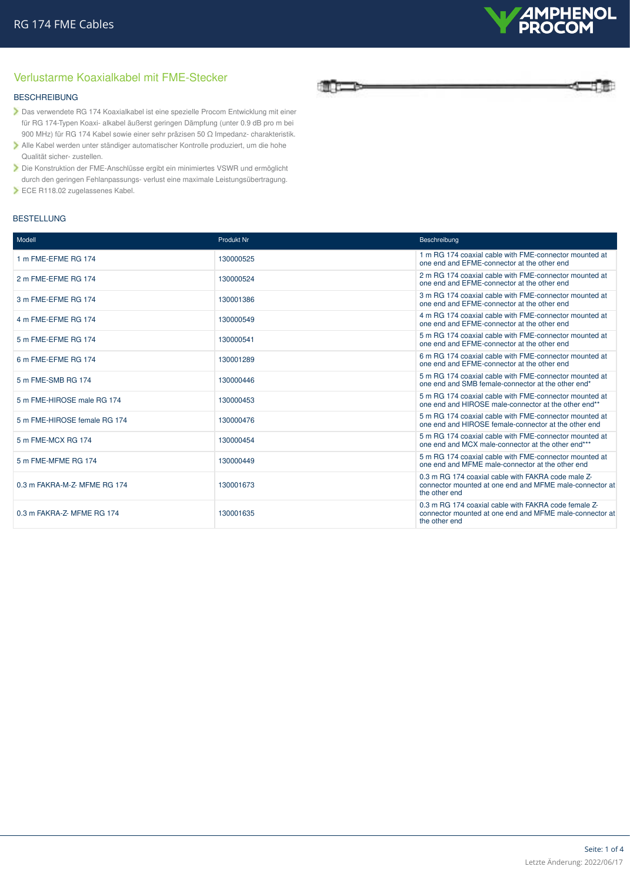# RG 174 FME Cables

## Verlustarme Koaxialkabel mit FME-Stecker

### BESCHREIBUNG

- Das verwendete RG 174 Koaxialkabel ist eine spezielle Procom Entwicklung mit einer für RG 174-Typen Koaxi- alkabel äußerst geringen Dämpfung (unter 0.9 dB pro m bei 900 MHz) für RG 174 Kabel sowie einer sehr präzisen 50 Ω Impedanz- charakteristik.
- Alle Kabel werden unter ständiger automatischer Kontrolle produziert, um die hohe Qualität sicher- zustellen.
- Die Konstruktion der FME-Anschlüsse ergibt ein minimiertes VSWR und ermöglicht durch den geringen Fehlanpassungs- verlust eine maximale Leistungsübertragung.
- ECE R118.02 zugelassenes Kabel.

### BESTELLUNG

| Modell | Produkt Nr | Beschreibung |
|---|---|---|
| 1 m FME-EFME RG 174 | 130000525 | 1 m RG 174 coaxial cable with FME-connector mounted at one end and EFME-connector at the other end |
| 2 m FME-EFME RG 174 | 130000524 | 2 m RG 174 coaxial cable with FME-connector mounted at one end and EFME-connector at the other end |
| 3 m FME-EFME RG 174 | 130001386 | 3 m RG 174 coaxial cable with FME-connector mounted at one end and EFME-connector at the other end |
| 4 m FME-EFME RG 174 | 130000549 | 4 m RG 174 coaxial cable with FME-connector mounted at one end and EFME-connector at the other end |
| 5 m FME-EFME RG 174 | 130000541 | 5 m RG 174 coaxial cable with FME-connector mounted at one end and EFME-connector at the other end |
| 6 m FME-EFME RG 174 | 130001289 | 6 m RG 174 coaxial cable with FME-connector mounted at one end and EFME-connector at the other end |
| 5 m FME-SMB RG 174 | 130000446 | 5 m RG 174 coaxial cable with FME-connector mounted at one end and SMB female-connector at the other end* |
| 5 m FME-HIROSE male RG 174 | 130000453 | 5 m RG 174 coaxial cable with FME-connector mounted at one end and HIROSE male-connector at the other end** |
| 5 m FME-HIROSE female RG 174 | 130000476 | 5 m RG 174 coaxial cable with FME-connector mounted at one end and HIROSE female-connector at the other end |
| 5 m FME-MCX RG 174 | 130000454 | 5 m RG 174 coaxial cable with FME-connector mounted at one end and MCX male-connector at the other end*** |
| 5 m FME-MFME RG 174 | 130000449 | 5 m RG 174 coaxial cable with FME-connector mounted at one end and MFME male-connector at the other end |
| 0.3 m FAKRA-M-Z- MFME RG 174 | 130001673 | 0.3 m RG 174 coaxial cable with FAKRA code male Z-connector mounted at one end and MFME male-connector at the other end |
| 0.3 m FAKRA-Z- MFME RG 174 | 130001635 | 0.3 m RG 174 coaxial cable with FAKRA code female Z-connector mounted at one end and MFME male-connector at the other end |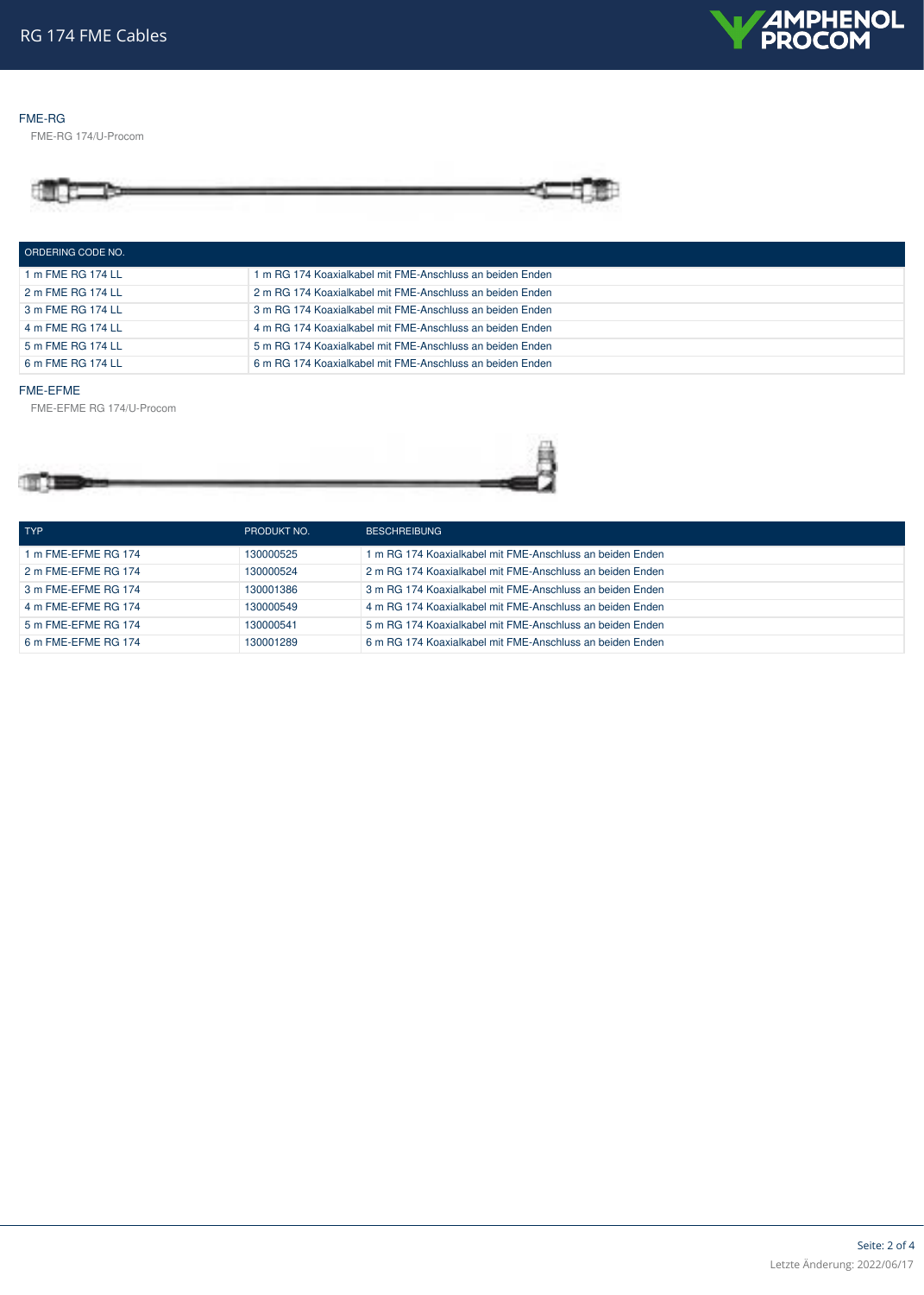## FME-RG

FME-RG 174/U-Procom

| ORDERING CODE NO. | |
| --- | --- |
| 1 m FME RG 174 LL | 1 m RG 174 Koaxialkabel mit FME-Anschluss an beiden Enden |
| 2 m FME RG 174 LL | 2 m RG 174 Koaxialkabel mit FME-Anschluss an beiden Enden |
| 3 m FME RG 174 LL | 3 m RG 174 Koaxialkabel mit FME-Anschluss an beiden Enden |
| 4 m FME RG 174 LL | 4 m RG 174 Koaxialkabel mit FME-Anschluss an beiden Enden |
| 5 m FME RG 174 LL | 5 m RG 174 Koaxialkabel mit FME-Anschluss an beiden Enden |
| 6 m FME RG 174 LL | 6 m RG 174 Koaxialkabel mit FME-Anschluss an beiden Enden |

## FME-EFME

FME-EFME RG 174/U-Procom

| TYP | PRODUKT NO. | BESCHREIBUNG |
| --- | --- | --- |
| 1 m FME-EFME RG 174 | 130000525 | 1 m RG 174 Koaxialkabel mit FME-Anschluss an beiden Enden |
| 2 m FME-EFME RG 174 | 130000524 | 2 m RG 174 Koaxialkabel mit FME-Anschluss an beiden Enden |
| 3 m FME-EFME RG 174 | 130001386 | 3 m RG 174 Koaxialkabel mit FME-Anschluss an beiden Enden |
| 4 m FME-EFME RG 174 | 130000549 | 4 m RG 174 Koaxialkabel mit FME-Anschluss an beiden Enden |
| 5 m FME-EFME RG 174 | 130000541 | 5 m RG 174 Koaxialkabel mit FME-Anschluss an beiden Enden |
| 6 m FME-EFME RG 174 | 130001289 | 6 m RG 174 Koaxialkabel mit FME-Anschluss an beiden Enden |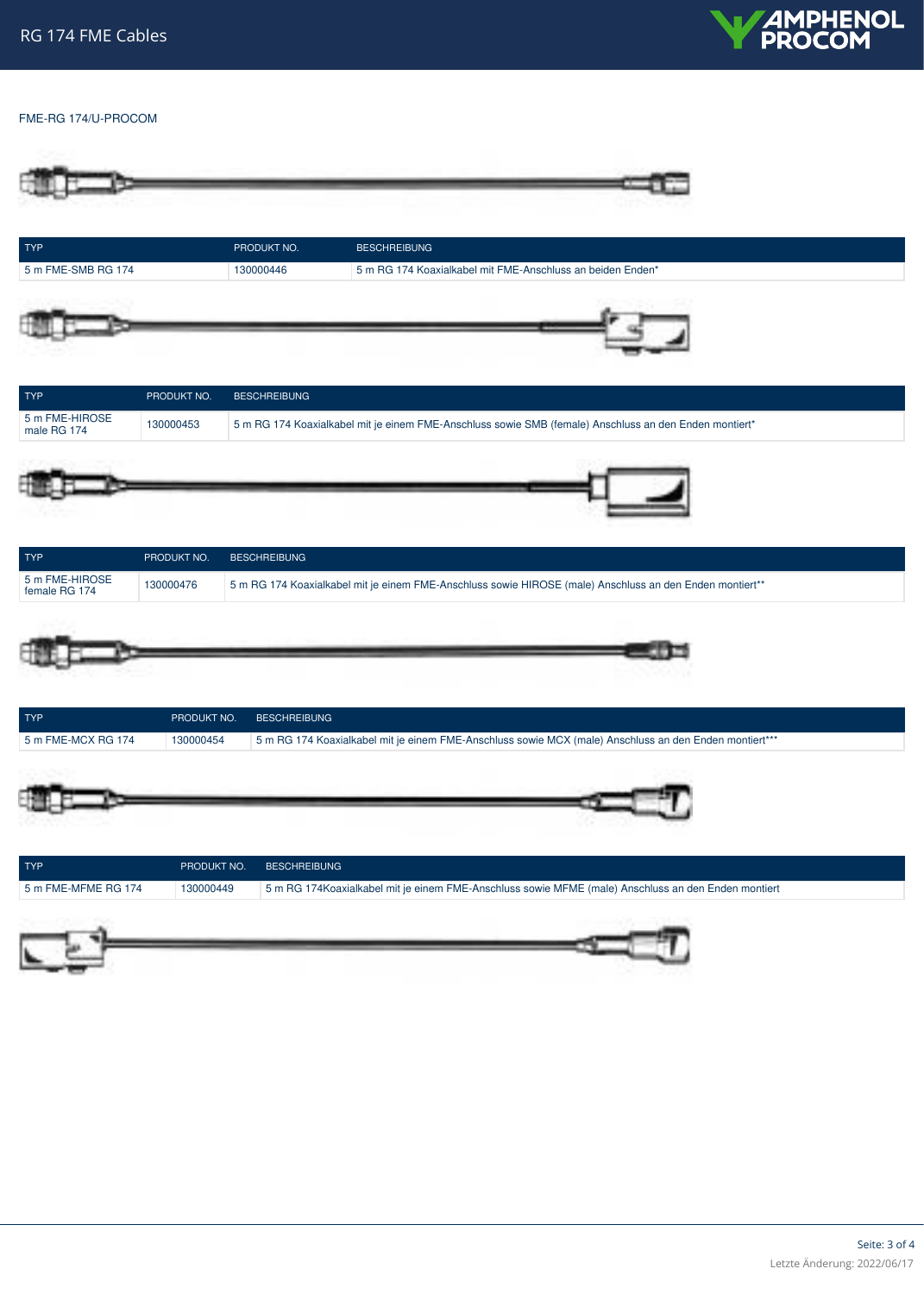FME-RG 174/U-PROCOM

| TYP | PRODUKT NO. | BESCHREIBUNG |
| --- | --- | --- |
| 5 m FME-SMB RG 174 | 130000446 | 5 m RG 174 Koaxialkabel mit FME-Anschluss an beiden Enden* |

| TYP | PRODUKT NO. | BESCHREIBUNG |
| --- | --- | --- |
| 5 m FME-HIROSE male RG 174 | 130000453 | 5 m RG 174 Koaxialkabel mit je einem FME-Anschluss sowie SMB (female) Anschluss an den Enden montiert* |

| TYP | PRODUKT NO. | BESCHREIBUNG |
| --- | --- | --- |
| 5 m FME-HIROSE female RG 174 | 130000476 | 5 m RG 174 Koaxialkabel mit je einem FME-Anschluss sowie HIROSE (male) Anschluss an den Enden montiert** |

| TYP | PRODUKT NO. | BESCHREIBUNG |
| --- | --- | --- |
| 5 m FME-MCX RG 174 | 130000454 | 5 m RG 174 Koaxialkabel mit je einem FME-Anschluss sowie MCX (male) Anschluss an den Enden montiert*** |

| TYP | PRODUKT NO. | BESCHREIBUNG |
| --- | --- | --- |
| 5 m FME-MFME RG 174 | 130000449 | 5 m RG 174Koaxialkabel mit je einem FME-Anschluss sowie MFME (male) Anschluss an den Enden montiert |

Letzte Änderung: 2022/06/17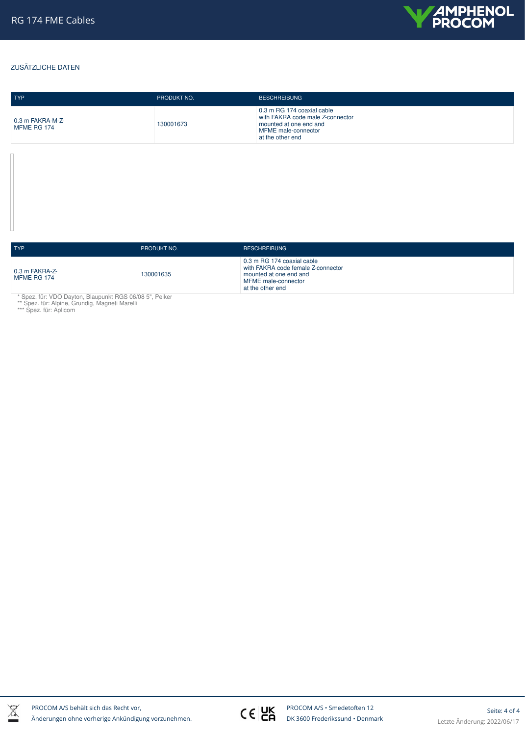ZUSÄTZLICHE DATEN

| TYP | PRODUKT NO. | BESCHREIBUNG |
| --- | --- | --- |
| 0.3 m FAKRA-M-Z-MFME RG 174 | 130001673 | 0.3 m RG 174 coaxial cable with FAKRA code male Z-connector mounted at one end and MFME male-connector at the other end |

| TYP | PRODUKT NO. | BESCHREIBUNG |
| --- | --- | --- |
| 0.3 m FAKRA-Z-MFME RG 174 | 130001635 | 0.3 m RG 174 coaxial cable with FAKRA code female Z-connector mounted at one end and MFME male-connector at the other end |

* Spez. für: VDO Dayton, Blaupunkt RGS 06/08 5", Peiker
** Spez. für: Alpine, Grundig, Magneti Marelli
*** Spez. für: Aplicom